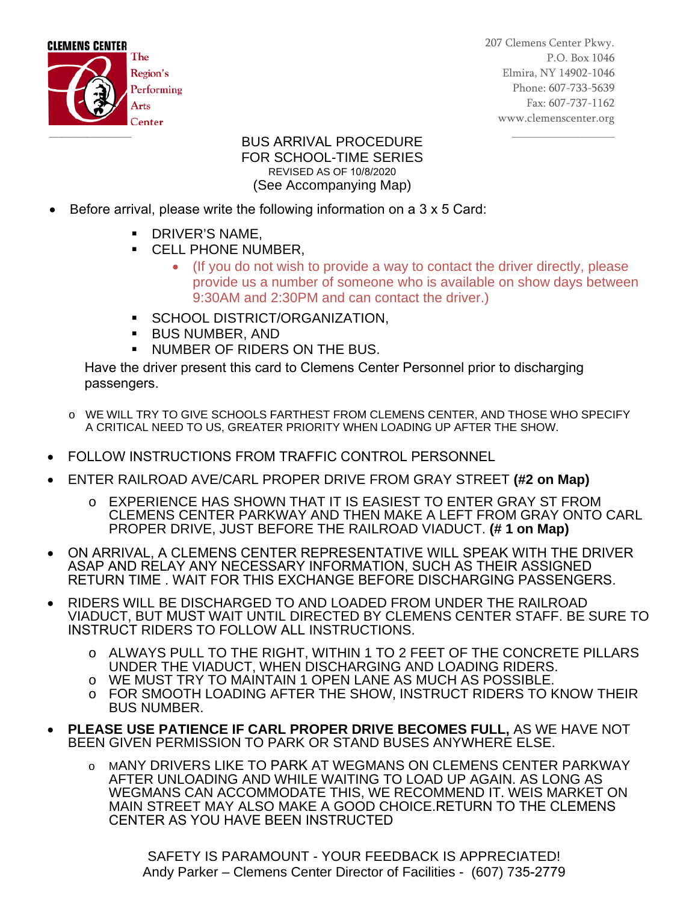CLEMENS CENTER

The Region's Performing Arts Center

207 Clemens Center Pkwy.
P.O. Box 1046
Elmira, NY 14902-1046
Phone: 607-733-5639
Fax: 607-737-1162
www.clemenscenter.org

# BUS ARRIVAL PROCEDURE FOR SCHOOL-TIME SERIES

REVISED AS OF 10/8/2020

(See Accompanying Map)

- Before arrival, please write the following information on a 3 x 5 Card:
  - DRIVER'S NAME,
  - CELL PHONE NUMBER,
    - (If you do not wish to provide a way to contact the driver directly, please provide us a number of someone who is available on show days between 9:30AM and 2:30PM and can contact the driver.)
  - SCHOOL DISTRICT/ORGANIZATION,
  - BUS NUMBER, AND
  - NUMBER OF RIDERS ON THE BUS.

  Have the driver present this card to Clemens Center Personnel prior to discharging passengers.

  - WE WILL TRY TO GIVE SCHOOLS FARTHEST FROM CLEMENS CENTER, AND THOSE WHO SPECIFY A CRITICAL NEED TO US, GREATER PRIORITY WHEN LOADING UP AFTER THE SHOW.

- FOLLOW INSTRUCTIONS FROM TRAFFIC CONTROL PERSONNEL
- ENTER RAILROAD AVE/CARL PROPER DRIVE FROM GRAY STREET **(#2 on Map)**
  - EXPERIENCE HAS SHOWN THAT IT IS EASIEST TO ENTER GRAY ST FROM CLEMENS CENTER PARKWAY AND THEN MAKE A LEFT FROM GRAY ONTO CARL PROPER DRIVE, JUST BEFORE THE RAILROAD VIADUCT. **(# 1 on Map)**
- ON ARRIVAL, A CLEMENS CENTER REPRESENTATIVE WILL SPEAK WITH THE DRIVER ASAP AND RELAY ANY NECESSARY INFORMATION, SUCH AS THEIR ASSIGNED RETURN TIME . WAIT FOR THIS EXCHANGE BEFORE DISCHARGING PASSENGERS.
- RIDERS WILL BE DISCHARGED TO AND LOADED FROM UNDER THE RAILROAD VIADUCT, BUT MUST WAIT UNTIL DIRECTED BY CLEMENS CENTER STAFF. BE SURE TO INSTRUCT RIDERS TO FOLLOW ALL INSTRUCTIONS.
  - ALWAYS PULL TO THE RIGHT, WITHIN 1 TO 2 FEET OF THE CONCRETE PILLARS UNDER THE VIADUCT, WHEN DISCHARGING AND LOADING RIDERS.
  - WE MUST TRY TO MAINTAIN 1 OPEN LANE AS MUCH AS POSSIBLE.
  - FOR SMOOTH LOADING AFTER THE SHOW, INSTRUCT RIDERS TO KNOW THEIR BUS NUMBER.
- **PLEASE USE PATIENCE IF CARL PROPER DRIVE BECOMES FULL,** AS WE HAVE NOT BEEN GIVEN PERMISSION TO PARK OR STAND BUSES ANYWHERE ELSE.
  - MANY DRIVERS LIKE TO PARK AT WEGMANS ON CLEMENS CENTER PARKWAY AFTER UNLOADING AND WHILE WAITING TO LOAD UP AGAIN. AS LONG AS WEGMANS CAN ACCOMMODATE THIS, WE RECOMMEND IT. WEIS MARKET ON MAIN STREET MAY ALSO MAKE A GOOD CHOICE.RETURN TO THE CLEMENS CENTER AS YOU HAVE BEEN INSTRUCTED

SAFETY IS PARAMOUNT - YOUR FEEDBACK IS APPRECIATED!
Andy Parker – Clemens Center Director of Facilities - (607) 735-2779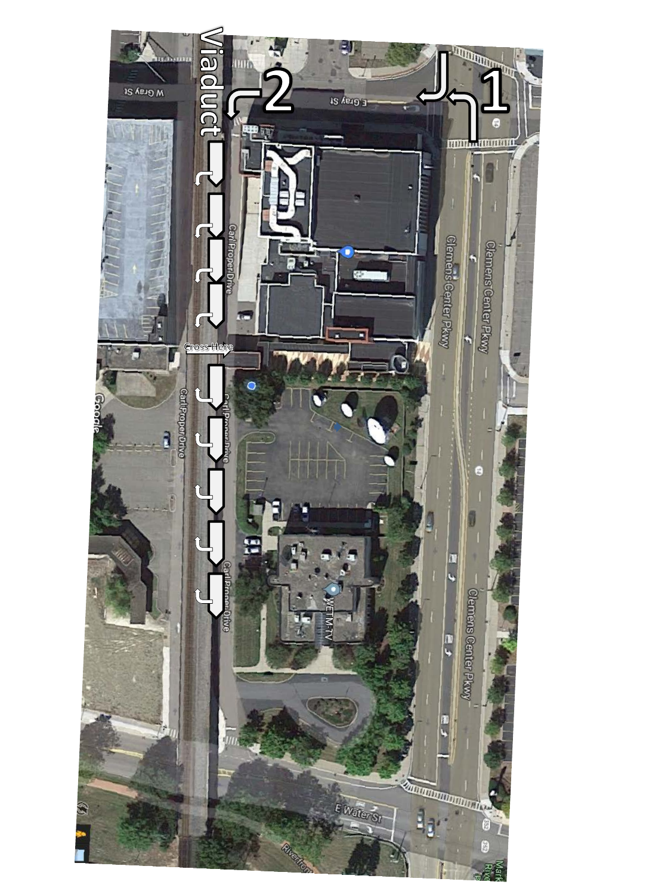Viaduct

2

1

Cross Here